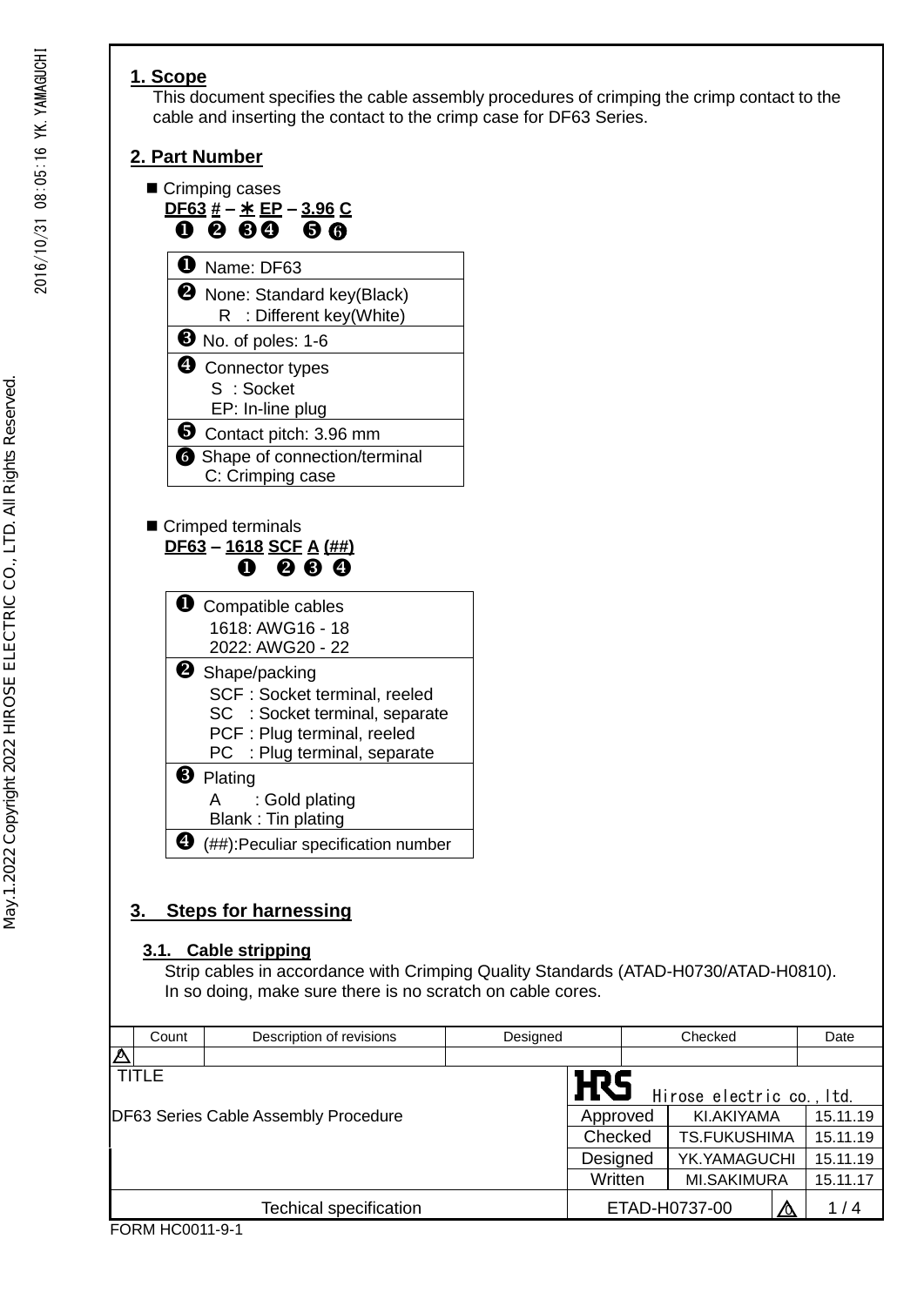## 1. Scope

This document specifies the cable assembly procedures of crimping the crimp contact to the cable and inserting the contact to the crimp case for DF63 Series.

## 2. Part Number

■ Crimping cases

**DF63 # – ＊ EP – 3.96 C**
❶ ❷ ❸❹ ❺ ❻

| |
|---|
| ❶ Name: DF63 |
| ❷ None: Standard key(Black)<br>R : Different key(White) |
| ❸ No. of poles: 1-6 |
| ❹ Connector types<br>S : Socket<br>EP: In-line plug |
| ❺ Contact pitch: 3.96 mm |
| ❻ Shape of connection/terminal<br>C: Crimping case |

■ Crimped terminals

**DF63 – 1618 SCF A (##)**
❶ ❷ ❸ ❹

| |
|---|
| ❶ Compatible cables<br>1618: AWG16 - 18<br>2022: AWG20 - 22 |
| ❷ Shape/packing<br>SCF : Socket terminal, reeled<br>SC : Socket terminal, separate<br>PCF : Plug terminal, reeled<br>PC : Plug terminal, separate |
| ❸ Plating<br>A : Gold plating<br>Blank : Tin plating |
| ❹ (##):Peculiar specification number |

## 3. Steps for harnessing

### 3.1. Cable stripping

Strip cables in accordance with Crimping Quality Standards (ATAD-H0730/ATAD-H0810). In so doing, make sure there is no scratch on cable cores.

| Count | Description of revisions | Designed | Checked | Date |
|---|---|---|---|---|
| | | | | |

TITLE: DF63 Series Cable Assembly Procedure

HRS Hirose electric co., ltd.

| | | |
|---|---|---|
| Approved | KI.AKIYAMA | 15.11.19 |
| Checked | TS.FUKUSHIMA | 15.11.19 |
| Designed | YK.YAMAGUCHI | 15.11.19 |
| Written | MI.SAKIMURA | 15.11.17 |

Techical specification — ETAD-H0737-00

FORM HC0011-9-1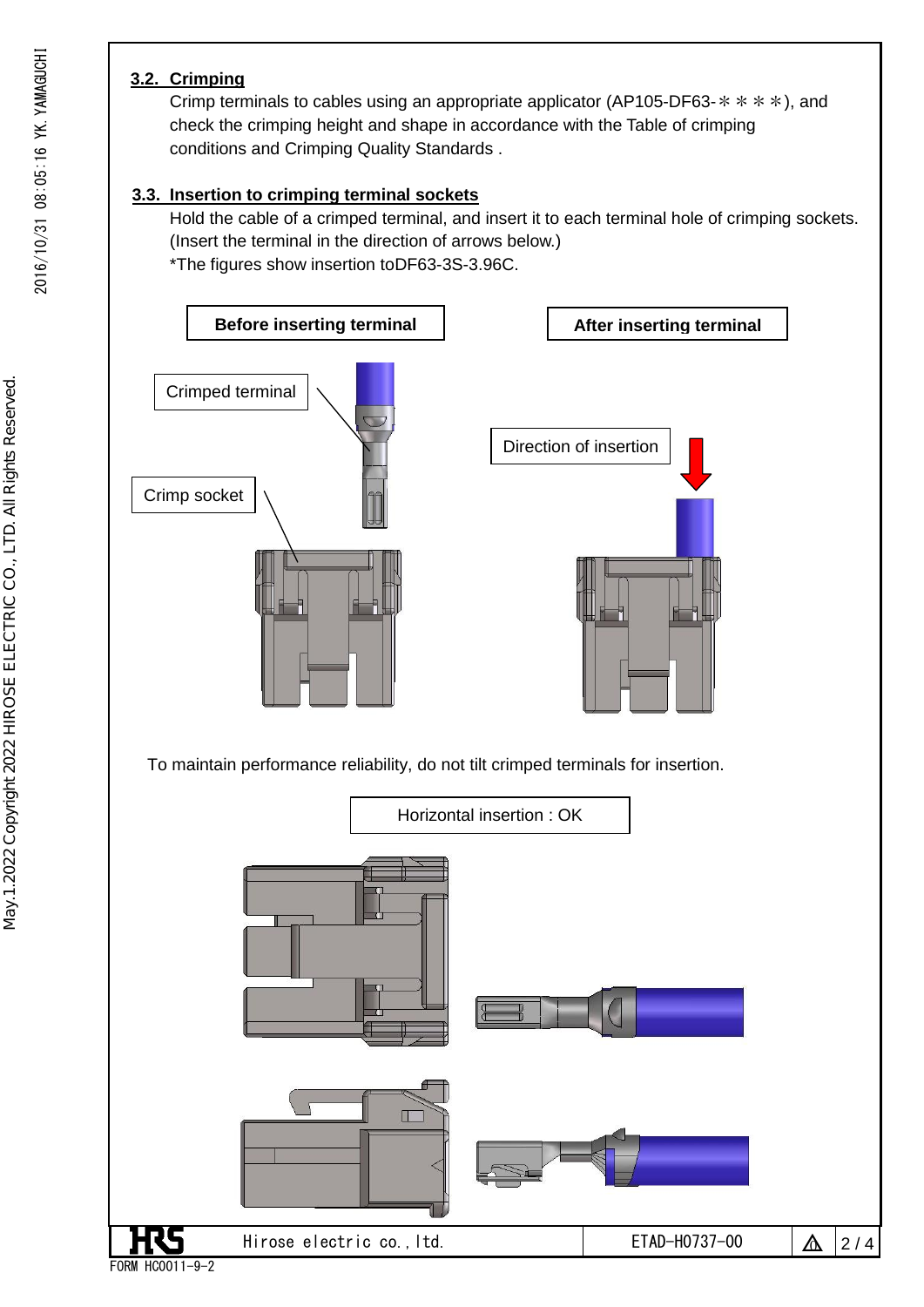### 3.2. Crimping

Crimp terminals to cables using an appropriate applicator (AP105-DF63-＊＊＊＊), and check the crimping height and shape in accordance with the Table of crimping conditions and Crimping Quality Standards .

### 3.3. Insertion to crimping terminal sockets

Hold the cable of a crimped terminal, and insert it to each terminal hole of crimping sockets. (Insert the terminal in the direction of arrows below.)
*The figures show insertion toDF63-3S-3.96C.

**Before inserting terminal**

**After inserting terminal**

Crimped terminal

Direction of insertion

Crimp socket

To maintain performance reliability, do not tilt crimped terminals for insertion.

Horizontal insertion : OK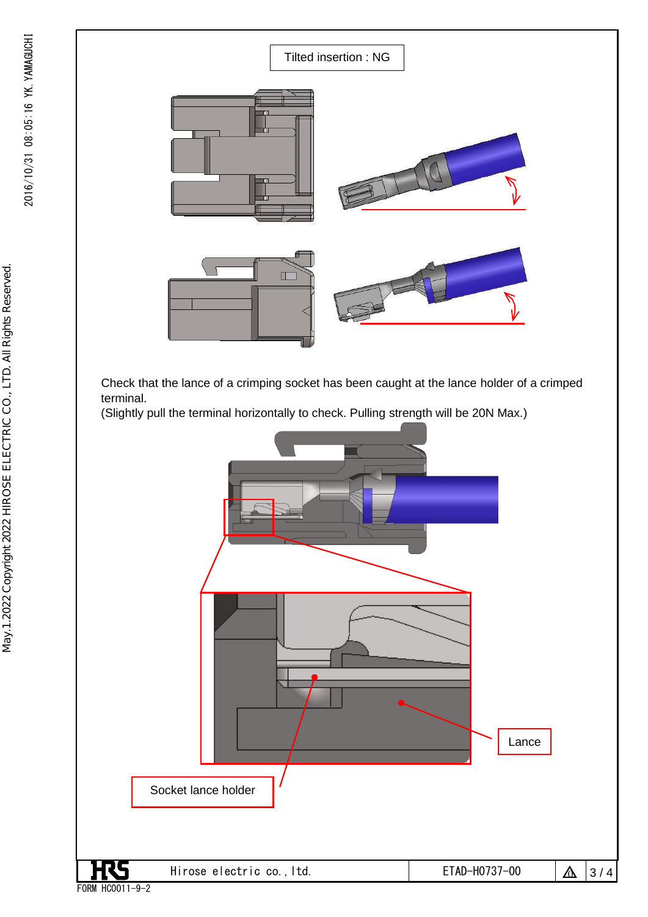Tilted insertion : NG

Check that the lance of a crimping socket has been caught at the lance holder of a crimped terminal.
(Slightly pull the terminal horizontally to check. Pulling strength will be 20N Max.)

Lance

Socket lance holder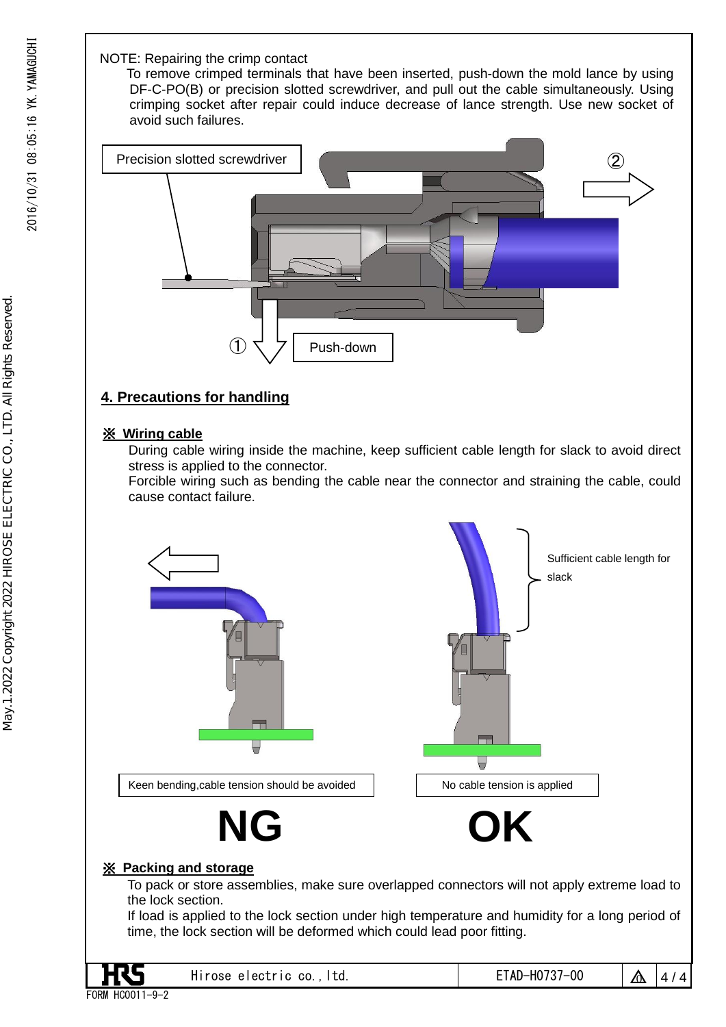NOTE: Repairing the crimp contact

To remove crimped terminals that have been inserted, push-down the mold lance by using DF-C-PO(B) or precision slotted screwdriver, and pull out the cable simultaneously. Using crimping socket after repair could induce decrease of lance strength. Use new socket of avoid such failures.

Precision slotted screwdriver

②

① Push-down

## 4. Precautions for handling

### ※ Wiring cable

During cable wiring inside the machine, keep sufficient cable length for slack to avoid direct stress is applied to the connector.

Forcible wiring such as bending the cable near the connector and straining the cable, could cause contact failure.

Sufficient cable length for slack

Keen bending,cable tension should be avoided

**NG**

No cable tension is applied

**OK**

### ※ Packing and storage

To pack or store assemblies, make sure overlapped connectors will not apply extreme load to the lock section.

If load is applied to the lock section under high temperature and humidity for a long period of time, the lock section will be deformed which could lead poor fitting.